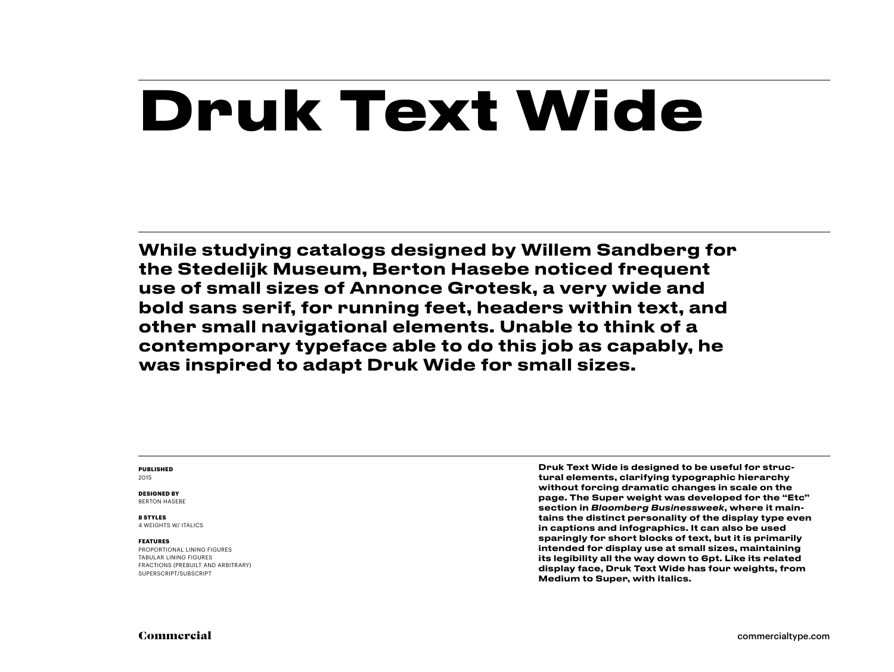# Druk Text Wide

**While studying catalogs designed by Willem Sandberg for the Stedelijk Museum, Berton Hasebe noticed frequent use of small sizes of Annonce Grotesk, a very wide and bold sans serif, for running feet, headers within text, and other small navigational elements. Unable to think of a contemporary typeface able to do this job as capably, he was inspired to adapt Druk Wide for small sizes.**

**PUBLISHED**
2015

**DESIGNED BY**
BERTON HASEBE

**8 STYLES**
4 WEIGHTS W/ ITALICS

**FEATURES**
PROPORTIONAL LINING FIGURES
TABULAR LINING FIGURES
FRACTIONS (PREBUILT AND ARBITRARY)
SUPERSCRIPT/SUBSCRIPT

**Druk Text Wide is designed to be useful for structural elements, clarifying typographic hierarchy without forcing dramatic changes in scale on the page. The Super weight was developed for the "Etc" section in *Bloomberg Businessweek*, where it maintains the distinct personality of the display type even in captions and infographics. It can also be used sparingly for short blocks of text, but it is primarily intended for display use at small sizes, maintaining its legibility all the way down to 6pt. Like its related display face, Druk Text Wide has four weights, from Medium to Super, with italics.**

Commercial

commercialtype.com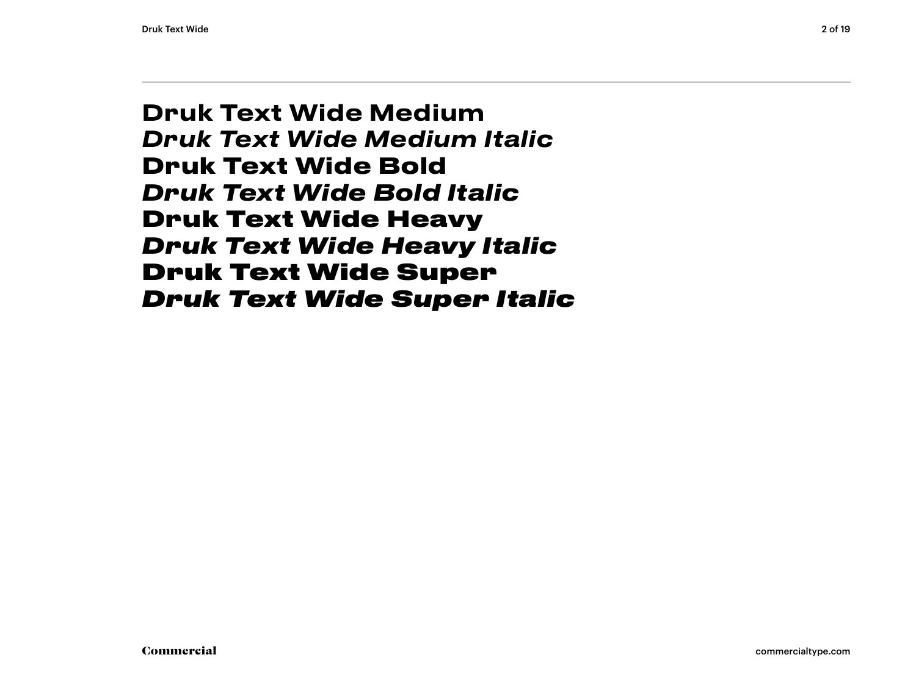**Druk Text Wide Medium**
***Druk Text Wide Medium Italic***
**Druk Text Wide Bold**
***Druk Text Wide Bold Italic***
**Druk Text Wide Heavy**
***Druk Text Wide Heavy Italic***
**Druk Text Wide Super**
***Druk Text Wide Super Italic***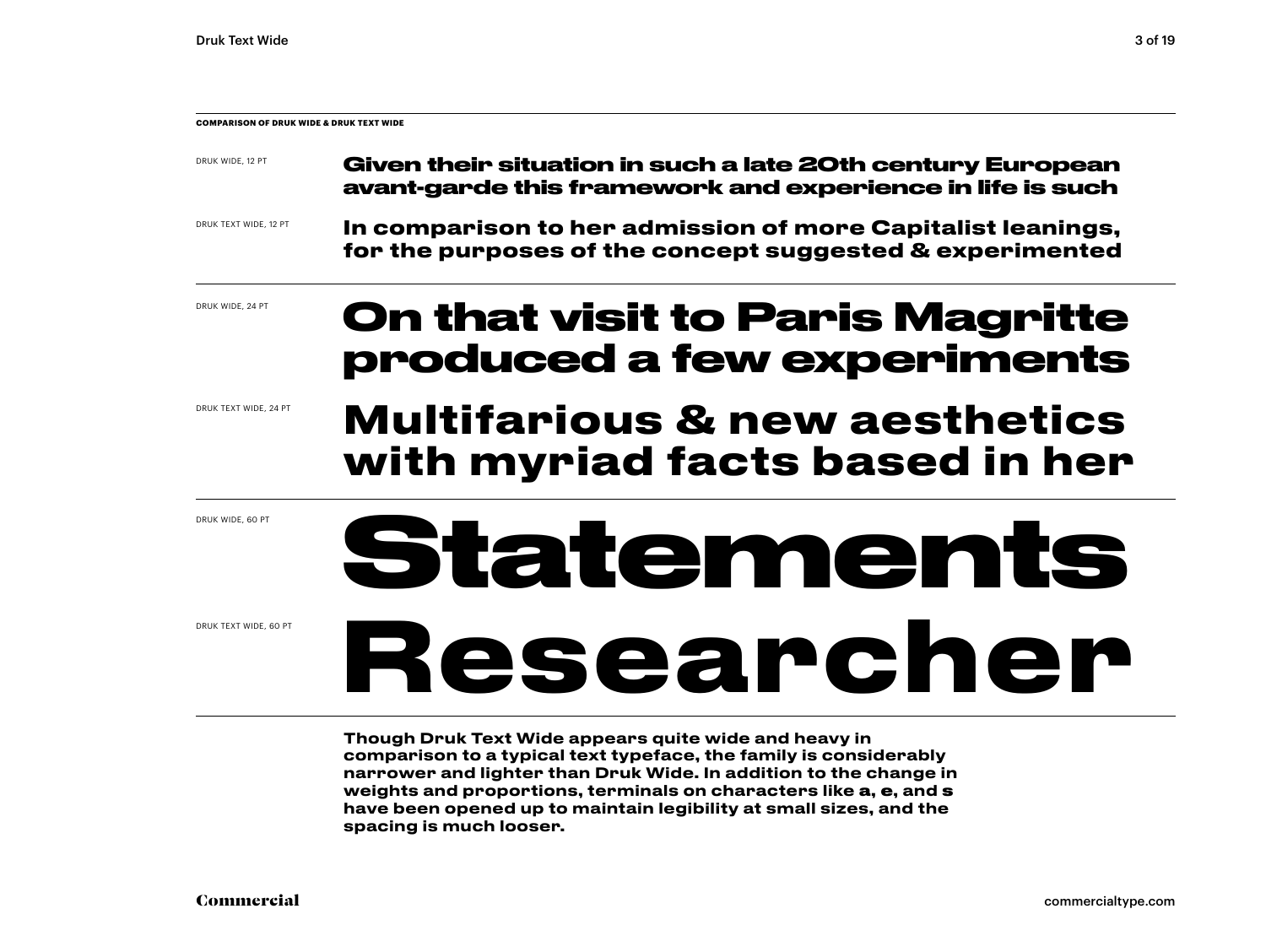**COMPARISON OF DRUK WIDE & DRUK TEXT WIDE**

DRUK WIDE, 12 PT

**Given their situation in such a late 20th century European avant-garde this framework and experience in life is such**

DRUK TEXT WIDE, 12 PT

**In comparison to her admission of more Capitalist leanings, for the purposes of the concept suggested & experimented**

DRUK WIDE, 24 PT

**On that visit to Paris Magritte produced a few experiments**

DRUK TEXT WIDE, 24 PT

**Multifarious & new aesthetics with myriad facts based in her**

DRUK WIDE, 60 PT

**Statements**

DRUK TEXT WIDE, 60 PT

**Researcher**

**Though Druk Text Wide appears quite wide and heavy in comparison to a typical text typeface, the family is considerably narrower and lighter than Druk Wide. In addition to the change in weights and proportions, terminals on characters like a, e, and s have been opened up to maintain legibility at small sizes, and the spacing is much looser.**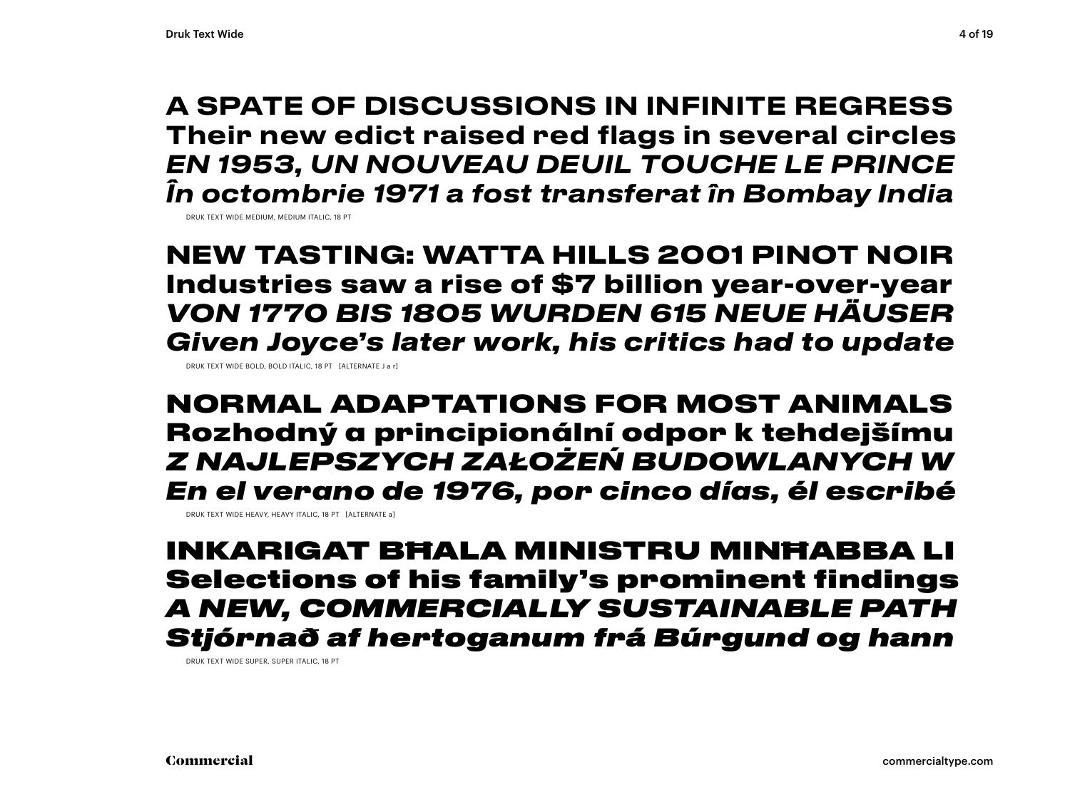**A SPATE OF DISCUSSIONS IN INFINITE REGRESS**
**Their new edict raised red flags in several circles**
***EN 1953, UN NOUVEAU DEUIL TOUCHE LE PRINCE***
***În octombrie 1971 a fost transferat în Bombay India***

DRUK TEXT WIDE MEDIUM, MEDIUM ITALIC, 18 PT

**NEW TASTING: WATTA HILLS 2001 PINOT NOIR**
**Industries saw a rise of $7 billion year-over-year**
***VON 1770 BIS 1805 WURDEN 615 NEUE HÄUSER***
***Given Joyce's later work, his critics had to update***

DRUK TEXT WIDE BOLD, BOLD ITALIC, 18 PT [ALTERNATE J a r]

**NORMAL ADAPTATIONS FOR MOST ANIMALS**
**Rozhodný a principionální odpor k tehdejšímu**
***Z NAJLEPSZYCH ZAŁOŻEŃ BUDOWLANYCH W***
***En el verano de 1976, por cinco días, él escribé***

DRUK TEXT WIDE HEAVY, HEAVY ITALIC, 18 PT [ALTERNATE a]

**INKARIGAT BĦALA MINISTRU MINĦABBA LI**
**Selections of his family's prominent findings**
***A NEW, COMMERCIALLY SUSTAINABLE PATH***
***Stjórnað af hertoganum frá Búrgund og hann***

DRUK TEXT WIDE SUPER, SUPER ITALIC, 18 PT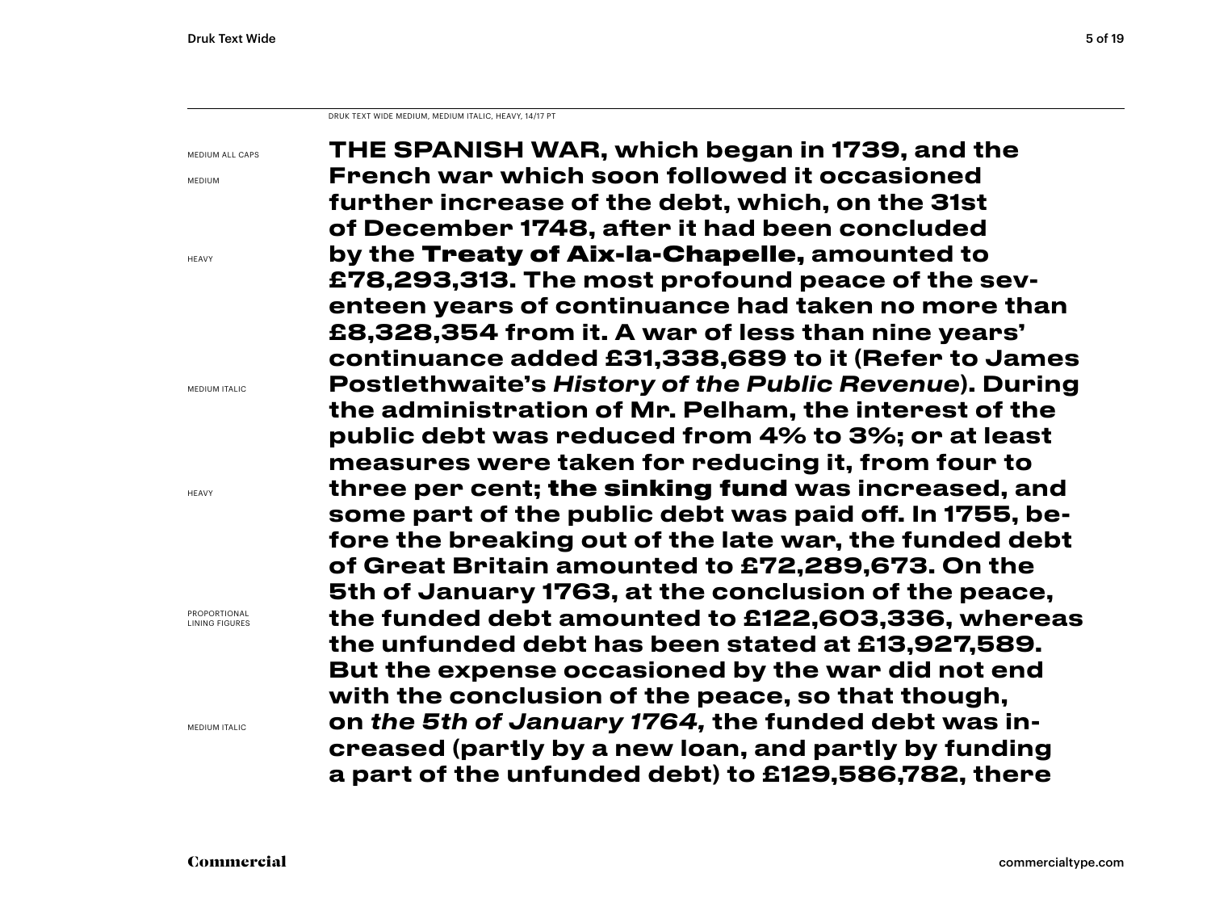DRUK TEXT WIDE MEDIUM, MEDIUM ITALIC, HEAVY, 14/17 PT

MEDIUM ALL CAPS

MEDIUM

HEAVY

MEDIUM ITALIC

HEAVY

PROPORTIONAL LINING FIGURES

MEDIUM ITALIC

THE SPANISH WAR, which began in 1739, and the French war which soon followed it occasioned further increase of the debt, which, on the 31st of December 1748, after it had been concluded by the **Treaty of Aix-la-Chapelle,** amounted to £78,293,313. The most profound peace of the seventeen years of continuance had taken no more than £8,328,354 from it. A war of less than nine years' continuance added £31,338,689 to it (Refer to James Postlethwaite's *History of the Public Revenue*). During the administration of Mr. Pelham, the interest of the public debt was reduced from 4% to 3%; or at least measures were taken for reducing it, from four to three per cent; **the sinking fund** was increased, and some part of the public debt was paid off. In 1755, before the breaking out of the late war, the funded debt of Great Britain amounted to £72,289,673. On the 5th of January 1763, at the conclusion of the peace, the funded debt amounted to £122,603,336, whereas the unfunded debt has been stated at £13,927,589. But the expense occasioned by the war did not end with the conclusion of the peace, so that though, on *the 5th of January 1764,* the funded debt was increased (partly by a new loan, and partly by funding a part of the unfunded debt) to £129,586,782, there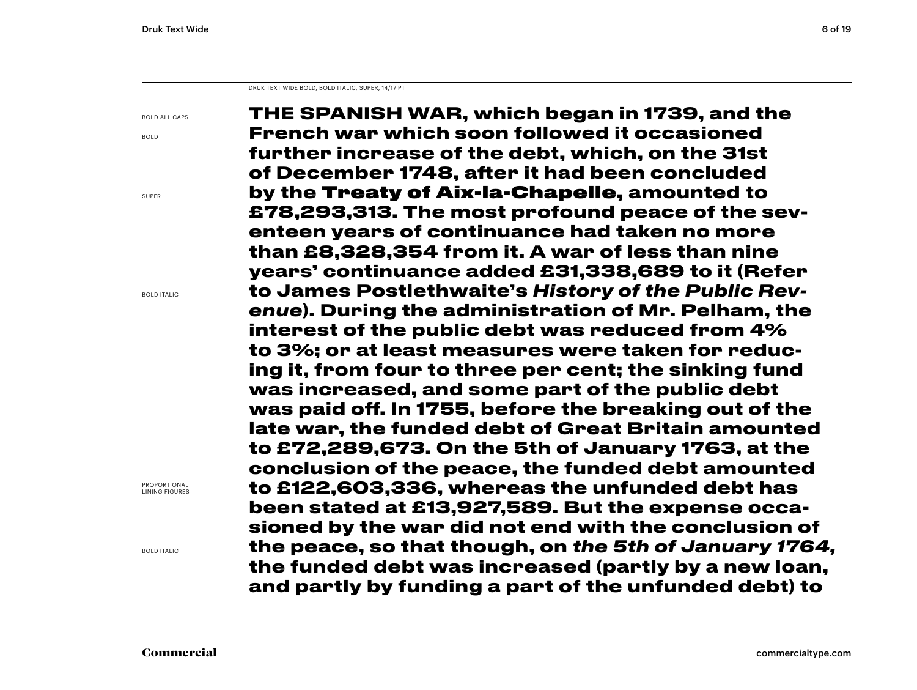DRUK TEXT WIDE BOLD, BOLD ITALIC, SUPER, 14/17 PT

BOLD ALL CAPS

BOLD

SUPER

BOLD ITALIC

PROPORTIONAL LINING FIGURES

BOLD ITALIC

**THE SPANISH WAR, which began in 1739, and the French war which soon followed it occasioned further increase of the debt, which, on the 31st of December 1748, after it had been concluded by the Treaty of Aix-la-Chapelle, amounted to £78,293,313. The most profound peace of the seventeen years of continuance had taken no more than £8,328,354 from it. A war of less than nine years' continuance added £31,338,689 to it (Refer to James Postlethwaite's *History of the Public Revenue*). During the administration of Mr. Pelham, the interest of the public debt was reduced from 4% to 3%; or at least measures were taken for reducing it, from four to three per cent; the sinking fund was increased, and some part of the public debt was paid off. In 1755, before the breaking out of the late war, the funded debt of Great Britain amounted to £72,289,673. On the 5th of January 1763, at the conclusion of the peace, the funded debt amounted to £122,603,336, whereas the unfunded debt has been stated at £13,927,589. But the expense occasioned by the war did not end with the conclusion of the peace, so that though, on *the 5th of January 1764,* the funded debt was increased (partly by a new loan, and partly by funding a part of the unfunded debt) to**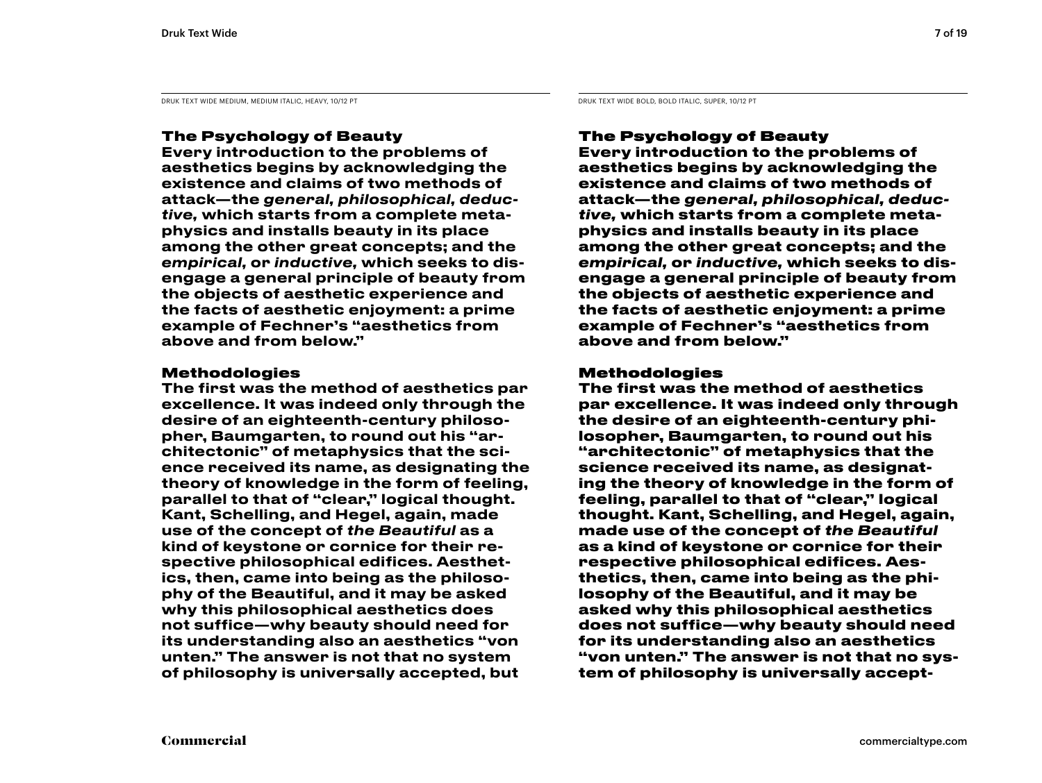DRUK TEXT WIDE MEDIUM, MEDIUM ITALIC, HEAVY, 10/12 PT

### The Psychology of Beauty

**Every introduction to the problems of aesthetics begins by acknowledging the existence and claims of two methods of attack—the *general, philosophical, deductive,* which starts from a complete metaphysics and installs beauty in its place among the other great concepts; and the *empirical,* or *inductive,* which seeks to disengage a general principle of beauty from the objects of aesthetic experience and the facts of aesthetic enjoyment: a prime example of Fechner's "aesthetics from above and from below."**

### Methodologies

**The first was the method of aesthetics par excellence. It was indeed only through the desire of an eighteenth-century philosopher, Baumgarten, to round out his "architectonic" of metaphysics that the science received its name, as designating the theory of knowledge in the form of feeling, parallel to that of "clear," logical thought. Kant, Schelling, and Hegel, again, made use of the concept of *the Beautiful* as a kind of keystone or cornice for their respective philosophical edifices. Aesthetics, then, came into being as the philosophy of the Beautiful, and it may be asked why this philosophical aesthetics does not suffice—why beauty should need for its understanding also an aesthetics "von unten." The answer is not that no system of philosophy is universally accepted, but**

DRUK TEXT WIDE BOLD, BOLD ITALIC, SUPER, 10/12 PT

### The Psychology of Beauty

**Every introduction to the problems of aesthetics begins by acknowledging the existence and claims of two methods of attack—the *general, philosophical, deductive,* which starts from a complete metaphysics and installs beauty in its place among the other great concepts; and the *empirical,* or *inductive,* which seeks to disengage a general principle of beauty from the objects of aesthetic experience and the facts of aesthetic enjoyment: a prime example of Fechner's "aesthetics from above and from below."**

### Methodologies

**The first was the method of aesthetics par excellence. It was indeed only through the desire of an eighteenth-century philosopher, Baumgarten, to round out his "architectonic" of metaphysics that the science received its name, as designating the theory of knowledge in the form of feeling, parallel to that of "clear," logical thought. Kant, Schelling, and Hegel, again, made use of the concept of *the Beautiful* as a kind of keystone or cornice for their respective philosophical edifices. Aesthetics, then, came into being as the philosophy of the Beautiful, and it may be asked why this philosophical aesthetics does not suffice—why beauty should need for its understanding also an aesthetics "von unten." The answer is not that no system of philosophy is universally accept-**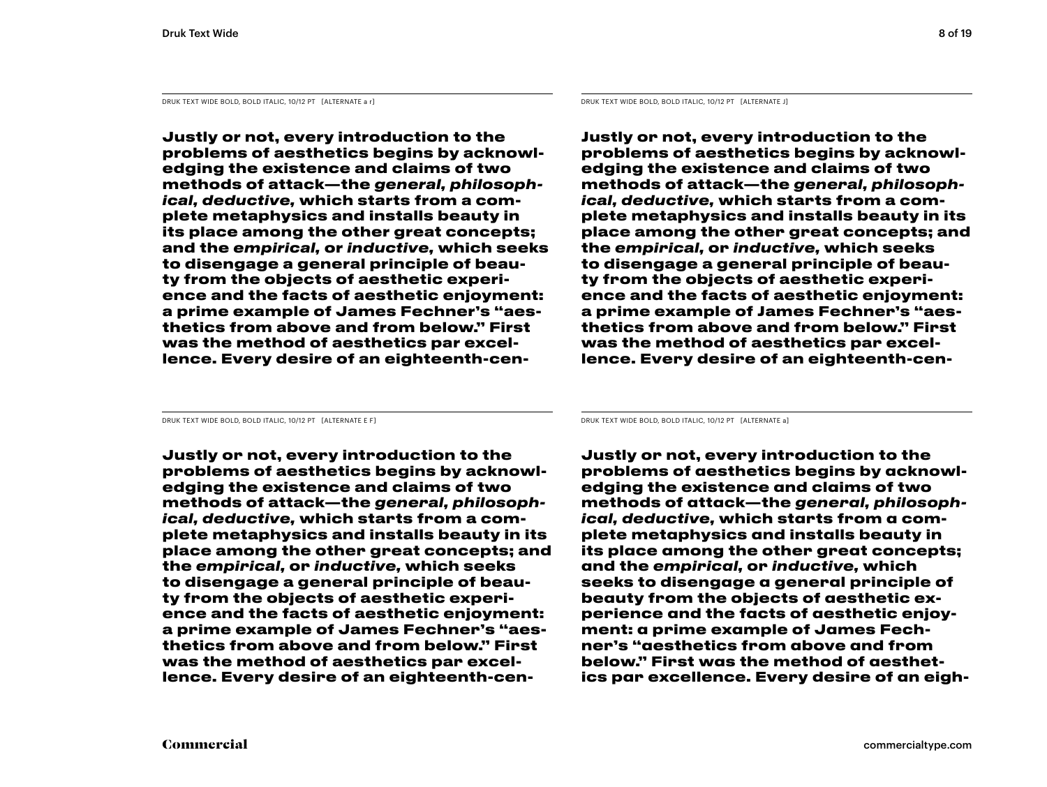DRUK TEXT WIDE BOLD, BOLD ITALIC, 10/12 PT [ALTERNATE a r]

**Justly or not, every introduction to the problems of aesthetics begins by acknowledging the existence and claims of two methods of attack—the *general, philosophical, deductive,* which starts from a complete metaphysics and installs beauty in its place among the other great concepts; and the *empirical,* or *inductive,* which seeks to disengage a general principle of beauty from the objects of aesthetic experience and the facts of aesthetic enjoyment: a prime example of James Fechner's "aesthetics from above and from below." First was the method of aesthetics par excellence. Every desire of an eighteenth-cen-**

DRUK TEXT WIDE BOLD, BOLD ITALIC, 10/12 PT [ALTERNATE J]

**Justly or not, every introduction to the problems of aesthetics begins by acknowledging the existence and claims of two methods of attack—the *general, philosophical, deductive,* which starts from a complete metaphysics and installs beauty in its place among the other great concepts; and the *empirical,* or *inductive,* which seeks to disengage a general principle of beauty from the objects of aesthetic experience and the facts of aesthetic enjoyment: a prime example of James Fechner's "aesthetics from above and from below." First was the method of aesthetics par excellence. Every desire of an eighteenth-cen-**

DRUK TEXT WIDE BOLD, BOLD ITALIC, 10/12 PT [ALTERNATE E F]

**Justly or not, every introduction to the problems of aesthetics begins by acknowledging the existence and claims of two methods of attack—the *general, philosophical, deductive,* which starts from a complete metaphysics and installs beauty in its place among the other great concepts; and the *empirical,* or *inductive,* which seeks to disengage a general principle of beauty from the objects of aesthetic experience and the facts of aesthetic enjoyment: a prime example of James Fechner's "aesthetics from above and from below." First was the method of aesthetics par excellence. Every desire of an eighteenth-cen-**

DRUK TEXT WIDE BOLD, BOLD ITALIC, 10/12 PT [ALTERNATE a]

**Justly or not, every introduction to the problems of aesthetics begins by acknowledging the existence and claims of two methods of attack—the *general, philosophical, deductive,* which starts from a complete metaphysics and installs beauty in its place among the other great concepts; and the *empirical,* or *inductive,* which seeks to disengage a general principle of beauty from the objects of aesthetic experience and the facts of aesthetic enjoyment: a prime example of James Fechner's "aesthetics from above and from below." First was the method of aesthetics par excellence. Every desire of an eigh-**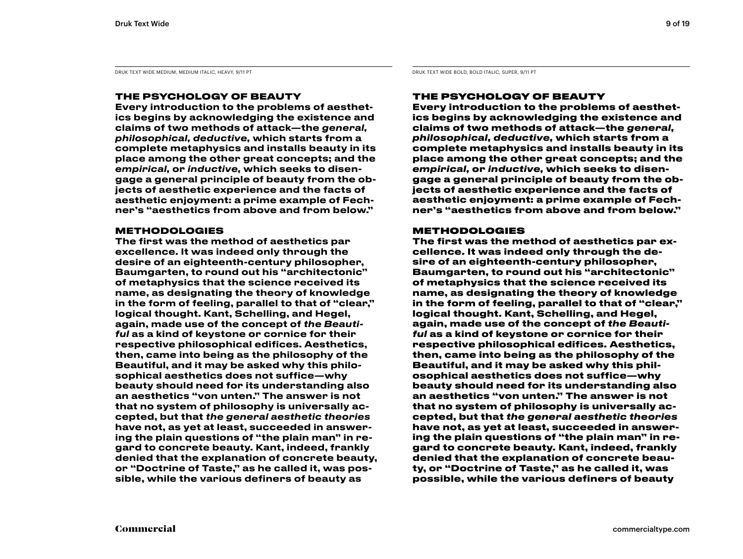DRUK TEXT WIDE MEDIUM, MEDIUM ITALIC, HEAVY, 9/11 PT

## THE PSYCHOLOGY OF BEAUTY

**Every introduction to the problems of aesthetics begins by acknowledging the existence and claims of two methods of attack—the *general, philosophical, deductive,* which starts from a complete metaphysics and installs beauty in its place among the other great concepts; and the *empirical,* or *inductive,* which seeks to disengage a general principle of beauty from the objects of aesthetic experience and the facts of aesthetic enjoyment: a prime example of Fechner's "aesthetics from above and from below."**

## METHODOLOGIES

**The first was the method of aesthetics par excellence. It was indeed only through the desire of an eighteenth-century philosopher, Baumgarten, to round out his "architectonic" of metaphysics that the science received its name, as designating the theory of knowledge in the form of feeling, parallel to that of "clear," logical thought. Kant, Schelling, and Hegel, again, made use of the concept of *the Beautiful* as a kind of keystone or cornice for their respective philosophical edifices. Aesthetics, then, came into being as the philosophy of the Beautiful, and it may be asked why this philosophical aesthetics does not suffice—why beauty should need for its understanding also an aesthetics "von unten." The answer is not that no system of philosophy is universally accepted, but that *the general aesthetic theories* have not, as yet at least, succeeded in answering the plain questions of "the plain man" in regard to concrete beauty. Kant, indeed, frankly denied that the explanation of concrete beauty, or "Doctrine of Taste," as he called it, was possible, while the various definers of beauty as**

DRUK TEXT WIDE BOLD, BOLD ITALIC, SUPER, 9/11 PT

## THE PSYCHOLOGY OF BEAUTY

**Every introduction to the problems of aesthetics begins by acknowledging the existence and claims of two methods of attack—the *general, philosophical, deductive,* which starts from a complete metaphysics and installs beauty in its place among the other great concepts; and the *empirical,* or *inductive,* which seeks to disengage a general principle of beauty from the objects of aesthetic experience and the facts of aesthetic enjoyment: a prime example of Fechner's "aesthetics from above and from below."**

## METHODOLOGIES

**The first was the method of aesthetics par excellence. It was indeed only through the desire of an eighteenth-century philosopher, Baumgarten, to round out his "architectonic" of metaphysics that the science received its name, as designating the theory of knowledge in the form of feeling, parallel to that of "clear," logical thought. Kant, Schelling, and Hegel, again, made use of the concept of *the Beautiful* as a kind of keystone or cornice for their respective philosophical edifices. Aesthetics, then, came into being as the philosophy of the Beautiful, and it may be asked why this philosophical aesthetics does not suffice—why beauty should need for its understanding also an aesthetics "von unten." The answer is not that no system of philosophy is universally accepted, but that *the general aesthetic theories* have not, as yet at least, succeeded in answering the plain questions of "the plain man" in regard to concrete beauty. Kant, indeed, frankly denied that the explanation of concrete beauty, or "Doctrine of Taste," as he called it, was possible, while the various definers of beauty**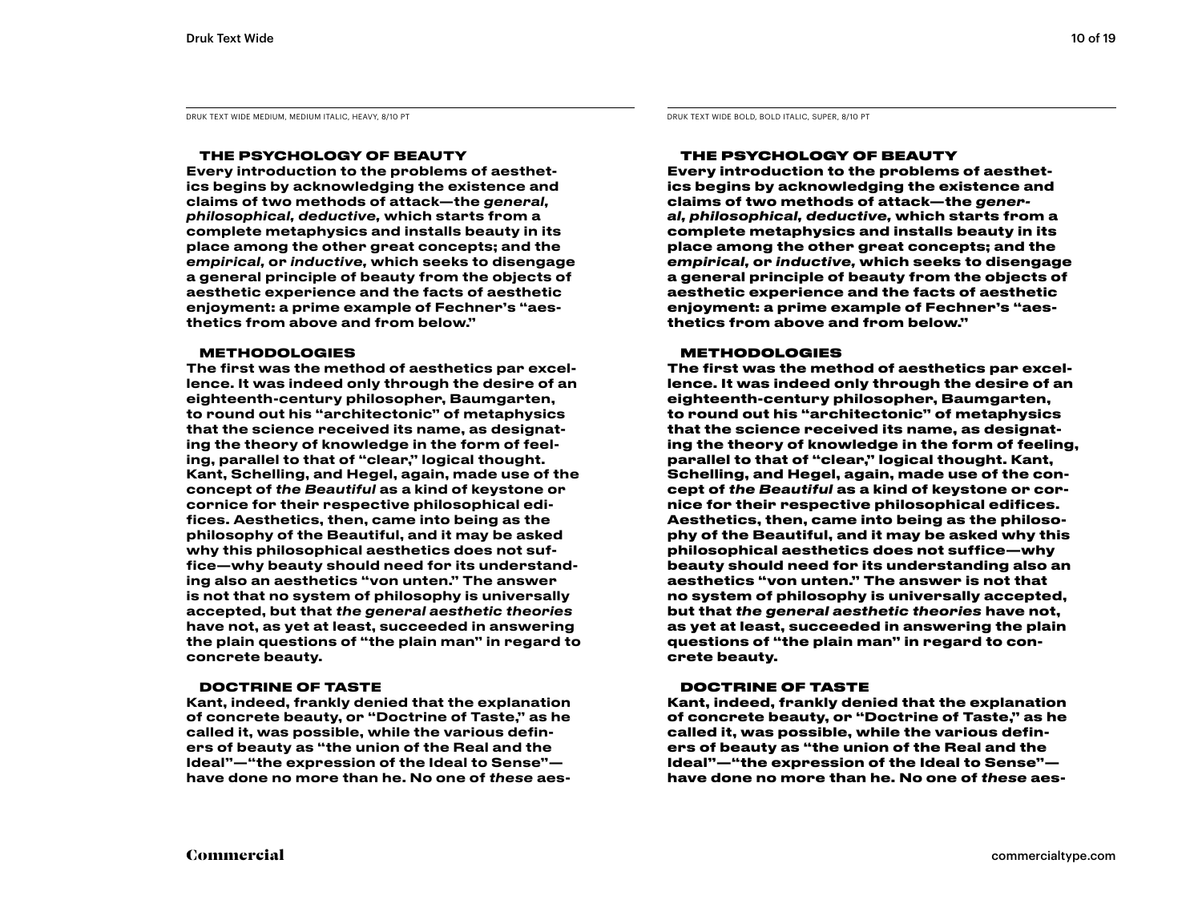DRUK TEXT WIDE MEDIUM, MEDIUM ITALIC, HEAVY, 8/10 PT

### THE PSYCHOLOGY OF BEAUTY

**Every introduction to the problems of aesthetics begins by acknowledging the existence and claims of two methods of attack—the *general, philosophical, deductive,* which starts from a complete metaphysics and installs beauty in its place among the other great concepts; and the *empirical,* or *inductive,* which seeks to disengage a general principle of beauty from the objects of aesthetic experience and the facts of aesthetic enjoyment: a prime example of Fechner's "aesthetics from above and from below."**

### METHODOLOGIES

**The first was the method of aesthetics par excellence. It was indeed only through the desire of an eighteenth-century philosopher, Baumgarten, to round out his "architectonic" of metaphysics that the science received its name, as designating the theory of knowledge in the form of feeling, parallel to that of "clear," logical thought. Kant, Schelling, and Hegel, again, made use of the concept of *the Beautiful* as a kind of keystone or cornice for their respective philosophical edifices. Aesthetics, then, came into being as the philosophy of the Beautiful, and it may be asked why this philosophical aesthetics does not suffice—why beauty should need for its understanding also an aesthetics "von unten." The answer is not that no system of philosophy is universally accepted, but that *the general aesthetic theories* have not, as yet at least, succeeded in answering the plain questions of "the plain man" in regard to concrete beauty.**

### DOCTRINE OF TASTE

**Kant, indeed, frankly denied that the explanation of concrete beauty, or "Doctrine of Taste," as he called it, was possible, while the various definers of beauty as "the union of the Real and the Ideal"—"the expression of the Ideal to Sense"—have done no more than he. No one of *these* aes-**

DRUK TEXT WIDE BOLD, BOLD ITALIC, SUPER, 8/10 PT

### THE PSYCHOLOGY OF BEAUTY

**Every introduction to the problems of aesthetics begins by acknowledging the existence and claims of two methods of attack—the *general, philosophical, deductive,* which starts from a complete metaphysics and installs beauty in its place among the other great concepts; and the *empirical,* or *inductive,* which seeks to disengage a general principle of beauty from the objects of aesthetic experience and the facts of aesthetic enjoyment: a prime example of Fechner's "aesthetics from above and from below."**

### METHODOLOGIES

**The first was the method of aesthetics par excellence. It was indeed only through the desire of an eighteenth-century philosopher, Baumgarten, to round out his "architectonic" of metaphysics that the science received its name, as designating the theory of knowledge in the form of feeling, parallel to that of "clear," logical thought. Kant, Schelling, and Hegel, again, made use of the concept of *the Beautiful* as a kind of keystone or cornice for their respective philosophical edifices. Aesthetics, then, came into being as the philosophy of the Beautiful, and it may be asked why this philosophical aesthetics does not suffice—why beauty should need for its understanding also an aesthetics "von unten." The answer is not that no system of philosophy is universally accepted, but that *the general aesthetic theories* have not, as yet at least, succeeded in answering the plain questions of "the plain man" in regard to concrete beauty.**

### DOCTRINE OF TASTE

**Kant, indeed, frankly denied that the explanation of concrete beauty, or "Doctrine of Taste," as he called it, was possible, while the various definers of beauty as "the union of the Real and the Ideal"—"the expression of the Ideal to Sense"—have done no more than he. No one of *these* aes-**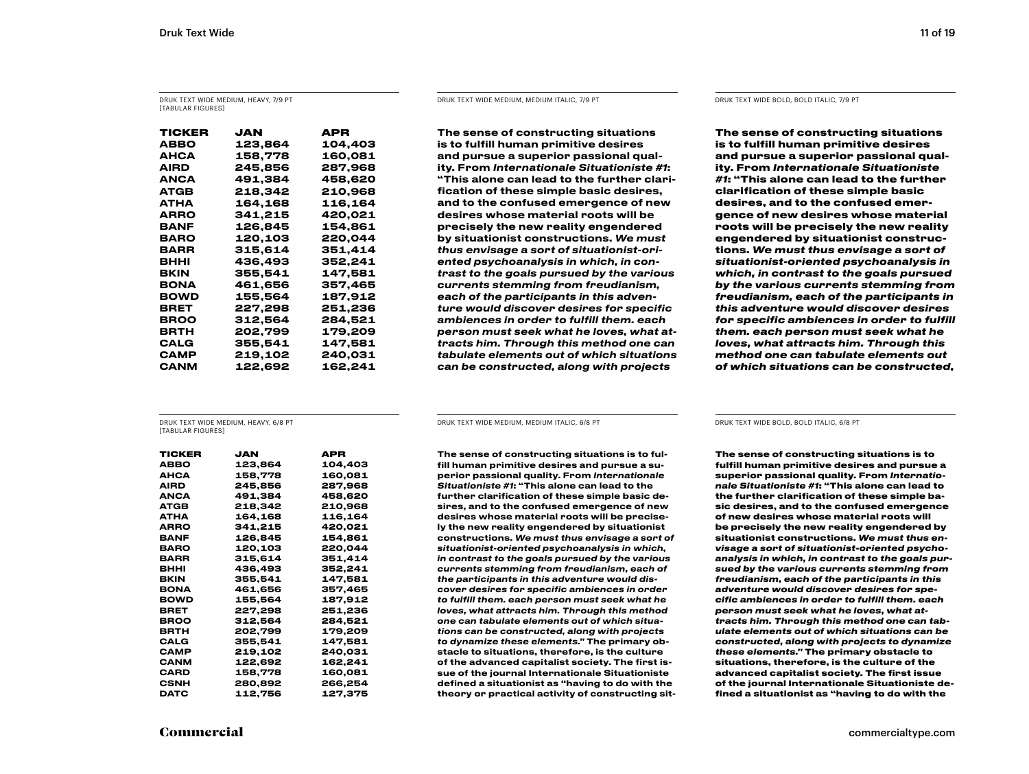DRUK TEXT WIDE MEDIUM, HEAVY, 7/9 PT
[TABULAR FIGURES]

| TICKER | JAN | APR |
|---|---|---|
| ABBO | 123,864 | 104,403 |
| AHCA | 158,778 | 160,081 |
| AIRD | 245,856 | 287,968 |
| ANCA | 491,384 | 458,620 |
| ATGB | 218,342 | 210,968 |
| ATHA | 164,168 | 116,164 |
| ARRO | 341,215 | 420,021 |
| BANF | 126,845 | 154,861 |
| BARO | 120,103 | 220,044 |
| BARR | 315,614 | 351,414 |
| BHHI | 436,493 | 352,241 |
| BKIN | 355,541 | 147,581 |
| BONA | 461,656 | 357,465 |
| BOWD | 155,564 | 187,912 |
| BRET | 227,298 | 251,236 |
| BROO | 312,564 | 284,521 |
| BRTH | 202,799 | 179,209 |
| CALG | 355,541 | 147,581 |
| CAMP | 219,102 | 240,031 |
| CANM | 122,692 | 162,241 |

DRUK TEXT WIDE MEDIUM, MEDIUM ITALIC, 7/9 PT

The sense of constructing situations is to fulfill human primitive desires and pursue a superior passional quality. From *Internationale Situationiste #1*: "This alone can lead to the further clarification of these simple basic desires, and to the confused emergence of new desires whose material roots will be precisely the new reality engendered by situationist constructions. *We must thus envisage a sort of situationist-oriented psychoanalysis in which, in contrast to the goals pursued by the various currents stemming from freudianism, each of the participants in this adventure would discover desires for specific ambiences in order to fulfill them. each person must seek what he loves, what attracts him. Through this method one can tabulate elements out of which situations can be constructed, along with projects*

DRUK TEXT WIDE BOLD, BOLD ITALIC, 7/9 PT

**The sense of constructing situations is to fulfill human primitive desires and pursue a superior passional quality. From *Internationale Situationiste #1*: "This alone can lead to the further clarification of these simple basic desires, and to the confused emergence of new desires whose material roots will be precisely the new reality engendered by situationist constructions. *We must thus envisage a sort of situationist-oriented psychoanalysis in which, in contrast to the goals pursued by the various currents stemming from freudianism, each of the participants in this adventure would discover desires for specific ambiences in order to fulfill them. each person must seek what he loves, what attracts him. Through this method one can tabulate elements out of which situations can be constructed,***

DRUK TEXT WIDE MEDIUM, HEAVY, 6/8 PT
[TABULAR FIGURES]

| TICKER | JAN | APR |
|---|---|---|
| ABBO | 123,864 | 104,403 |
| AHCA | 158,778 | 160,081 |
| AIRD | 245,856 | 287,968 |
| ANCA | 491,384 | 458,620 |
| ATGB | 218,342 | 210,968 |
| ATHA | 164,168 | 116,164 |
| ARRO | 341,215 | 420,021 |
| BANF | 126,845 | 154,861 |
| BARO | 120,103 | 220,044 |
| BARR | 315,614 | 351,414 |
| BHHI | 436,493 | 352,241 |
| BKIN | 355,541 | 147,581 |
| BONA | 461,656 | 357,465 |
| BOWD | 155,564 | 187,912 |
| BRET | 227,298 | 251,236 |
| BROO | 312,564 | 284,521 |
| BRTH | 202,799 | 179,209 |
| CALG | 355,541 | 147,581 |
| CAMP | 219,102 | 240,031 |
| CANM | 122,692 | 162,241 |
| CARD | 158,778 | 160,081 |
| CSNH | 280,892 | 266,254 |
| DATC | 112,756 | 127,375 |

DRUK TEXT WIDE MEDIUM, MEDIUM ITALIC, 6/8 PT

The sense of constructing situations is to fulfill human primitive desires and pursue a superior passional quality. From *Internationale Situationiste #1*: "This alone can lead to the further clarification of these simple basic desires, and to the confused emergence of new desires whose material roots will be precisely the new reality engendered by situationist constructions. *We must thus envisage a sort of situationist-oriented psychoanalysis in which, in contrast to the goals pursued by the various currents stemming from freudianism, each of the participants in this adventure would discover desires for specific ambiences in order to fulfill them. each person must seek what he loves, what attracts him. Through this method one can tabulate elements out of which situations can be constructed, along with projects to dynamize these elements.*" The primary obstacle to situations, therefore, is the culture of the advanced capitalist society. The first issue of the journal Internationale Situationiste defined a situationist as "having to do with the theory or practical activity of constructing sit-

DRUK TEXT WIDE BOLD, BOLD ITALIC, 6/8 PT

**The sense of constructing situations is to fulfill human primitive desires and pursue a superior passional quality. From *Internationale Situationiste #1*: "This alone can lead to the further clarification of these simple basic desires, and to the confused emergence of new desires whose material roots will be precisely the new reality engendered by situationist constructions. *We must thus envisage a sort of situationist-oriented psychoanalysis in which, in contrast to the goals pursued by the various currents stemming from freudianism, each of the participants in this adventure would discover desires for specific ambiences in order to fulfill them. each person must seek what he loves, what attracts him. Through this method one can tabulate elements out of which situations can be constructed, along with projects to dynamize these elements.*" The primary obstacle to situations, therefore, is the culture of the advanced capitalist society. The first issue of the journal Internationale Situationiste defined a situationist as "having to do with the**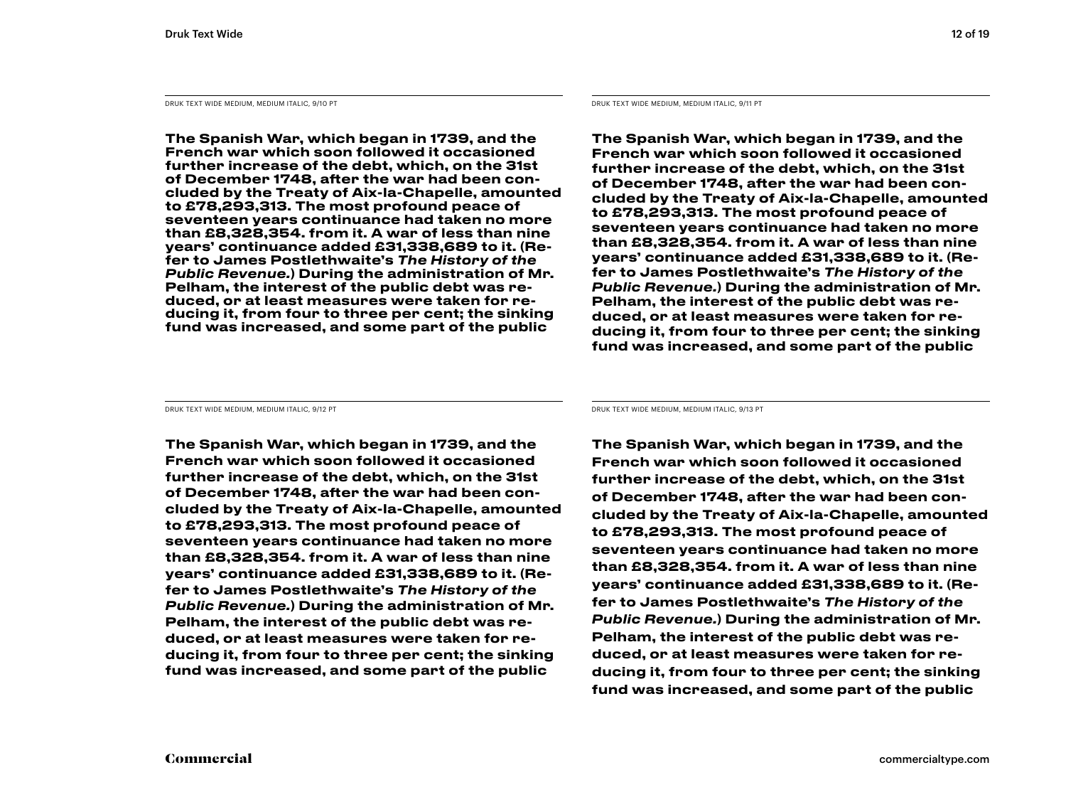DRUK TEXT WIDE MEDIUM, MEDIUM ITALIC, 9/10 PT

**The Spanish War, which began in 1739, and the French war which soon followed it occasioned further increase of the debt, which, on the 31st of December 1748, after the war had been concluded by the Treaty of Aix-la-Chapelle, amounted to £78,293,313. The most profound peace of seventeen years continuance had taken no more than £8,328,354. from it. A war of less than nine years' continuance added £31,338,689 to it. (Refer to James Postlethwaite's *The History of the Public Revenue.*) During the administration of Mr. Pelham, the interest of the public debt was reduced, or at least measures were taken for reducing it, from four to three per cent; the sinking fund was increased, and some part of the public**

DRUK TEXT WIDE MEDIUM, MEDIUM ITALIC, 9/11 PT

**The Spanish War, which began in 1739, and the French war which soon followed it occasioned further increase of the debt, which, on the 31st of December 1748, after the war had been concluded by the Treaty of Aix-la-Chapelle, amounted to £78,293,313. The most profound peace of seventeen years continuance had taken no more than £8,328,354. from it. A war of less than nine years' continuance added £31,338,689 to it. (Refer to James Postlethwaite's *The History of the Public Revenue.*) During the administration of Mr. Pelham, the interest of the public debt was reduced, or at least measures were taken for reducing it, from four to three per cent; the sinking fund was increased, and some part of the public**

DRUK TEXT WIDE MEDIUM, MEDIUM ITALIC, 9/12 PT

**The Spanish War, which began in 1739, and the French war which soon followed it occasioned further increase of the debt, which, on the 31st of December 1748, after the war had been concluded by the Treaty of Aix-la-Chapelle, amounted to £78,293,313. The most profound peace of seventeen years continuance had taken no more than £8,328,354. from it. A war of less than nine years' continuance added £31,338,689 to it. (Refer to James Postlethwaite's *The History of the Public Revenue.*) During the administration of Mr. Pelham, the interest of the public debt was reduced, or at least measures were taken for reducing it, from four to three per cent; the sinking fund was increased, and some part of the public**

DRUK TEXT WIDE MEDIUM, MEDIUM ITALIC, 9/13 PT

**The Spanish War, which began in 1739, and the French war which soon followed it occasioned further increase of the debt, which, on the 31st of December 1748, after the war had been concluded by the Treaty of Aix-la-Chapelle, amounted to £78,293,313. The most profound peace of seventeen years continuance had taken no more than £8,328,354. from it. A war of less than nine years' continuance added £31,338,689 to it. (Refer to James Postlethwaite's *The History of the Public Revenue.*) During the administration of Mr. Pelham, the interest of the public debt was reduced, or at least measures were taken for reducing it, from four to three per cent; the sinking fund was increased, and some part of the public**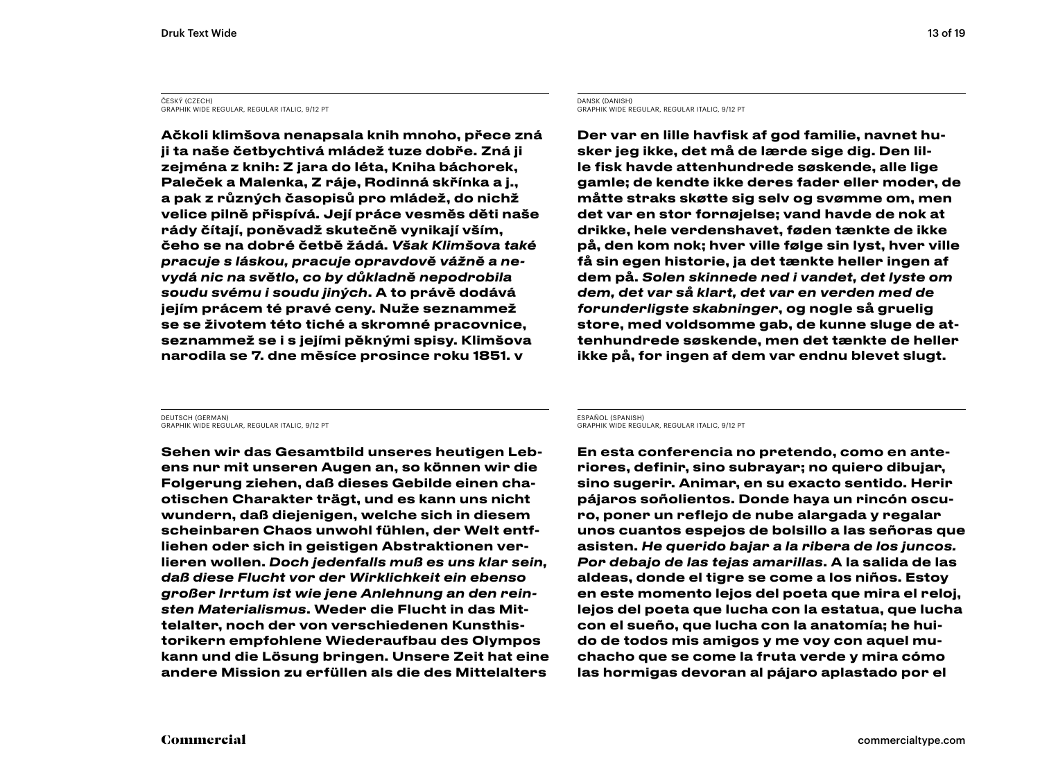ČESKÝ (CZECH)
GRAPHIK WIDE REGULAR, REGULAR ITALIC, 9/12 PT

**Ačkoli klimšova nenapsala knih mnoho, přece zná ji ta naše čtbychtivá mládež tuze dobře. Zná ji zejména z knih: Z jara do léta, Kniha báchorek, Paleček a Malenka, Z ráje, Rodinná skřínka a j., a pak z různých časopisů pro mládež, do nichž velice pilně přispívá. Její práce vesměs děti naše rády čítají, poněvadž skutečně vynikají vším, čeho se na dobré četbě žádá. *Však Klimšova také pracuje s láskou, pracuje opravdově vážně a nevydá nic na světlo, co by důkladně nepodrobila soudu svému i soudu jiných*. A to právě dodává jejím prácem té pravé ceny. Nuže seznammež se se životem této tiché a skromné pracovnice, seznammež se i s jejími pěknými spisy. Klimšova narodila se 7. dne měsíce prosince roku 1851. v**

DANSK (DANISH)
GRAPHIK WIDE REGULAR, REGULAR ITALIC, 9/12 PT

**Der var en lille havfisk af god familie, navnet husker jeg ikke, det må de lærde sige dig. Den lille fisk havde attenhundrede søskende, alle lige gamle; de kendte ikke deres fader eller moder, de måtte straks skøtte sig selv og svømme om, men det var en stor fornøjelse; vand havde de nok at drikke, hele verdenshavet, føden tænkte de ikke på, den kom nok; hver ville følge sin lyst, hver ville få sin egen historie, ja det tænkte heller ingen af dem på. *Solen skinnede ned i vandet, det lyste om dem, det var så klart, det var en verden med de forunderligste skabninger*, og nogle så gruelig store, med voldsomme gab, de kunne sluge de attenhundrede søskende, men det tænkte de heller ikke på, for ingen af dem var endnu blevet slugt.**

DEUTSCH (GERMAN)
GRAPHIK WIDE REGULAR, REGULAR ITALIC, 9/12 PT

**Sehen wir das Gesamtbild unseres heutigen Lebens nur mit unseren Augen an, so können wir die Folgerung ziehen, daß dieses Gebilde einen chaotischen Charakter trägt, und es kann uns nicht wundern, daß diejenigen, welche sich in diesem scheinbaren Chaos unwohl fühlen, der Welt entfliehen oder sich in geistigen Abstraktionen verlieren wollen. *Doch jedenfalls muß es uns klar sein, daß diese Flucht vor der Wirklichkeit ein ebenso großer Irrtum ist wie jene Anlehnung an den reinsten Materialismus*. Weder die Flucht in das Mittelalter, noch der von verschiedenen Kunsthistorikern empfohlene Wiederaufbau des Olympos kann und die Lösung bringen. Unsere Zeit hat eine andere Mission zu erfüllen als die des Mittelalters**

ESPAÑOL (SPANISH)
GRAPHIK WIDE REGULAR, REGULAR ITALIC, 9/12 PT

**En esta conferencia no pretendo, como en anteriores, definir, sino subrayar; no quiero dibujar, sino sugerir. Animar, en su exacto sentido. Herir pájaros soñolientos. Donde haya un rincón oscuro, poner un reflejo de nube alargada y regalar unos cuantos espejos de bolsillo a las señoras que asisten. *He querido bajar a la ribera de los juncos. Por debajo de las tejas amarillas*. A la salida de las aldeas, donde el tigre se come a los niños. Estoy en este momento lejos del poeta que mira el reloj, lejos del poeta que lucha con la estatua, que lucha con el sueño, que lucha con la anatomía; he huido de todos mis amigos y me voy con aquel muchacho que se come la fruta verde y mira cómo las hormigas devoran al pájaro aplastado por el**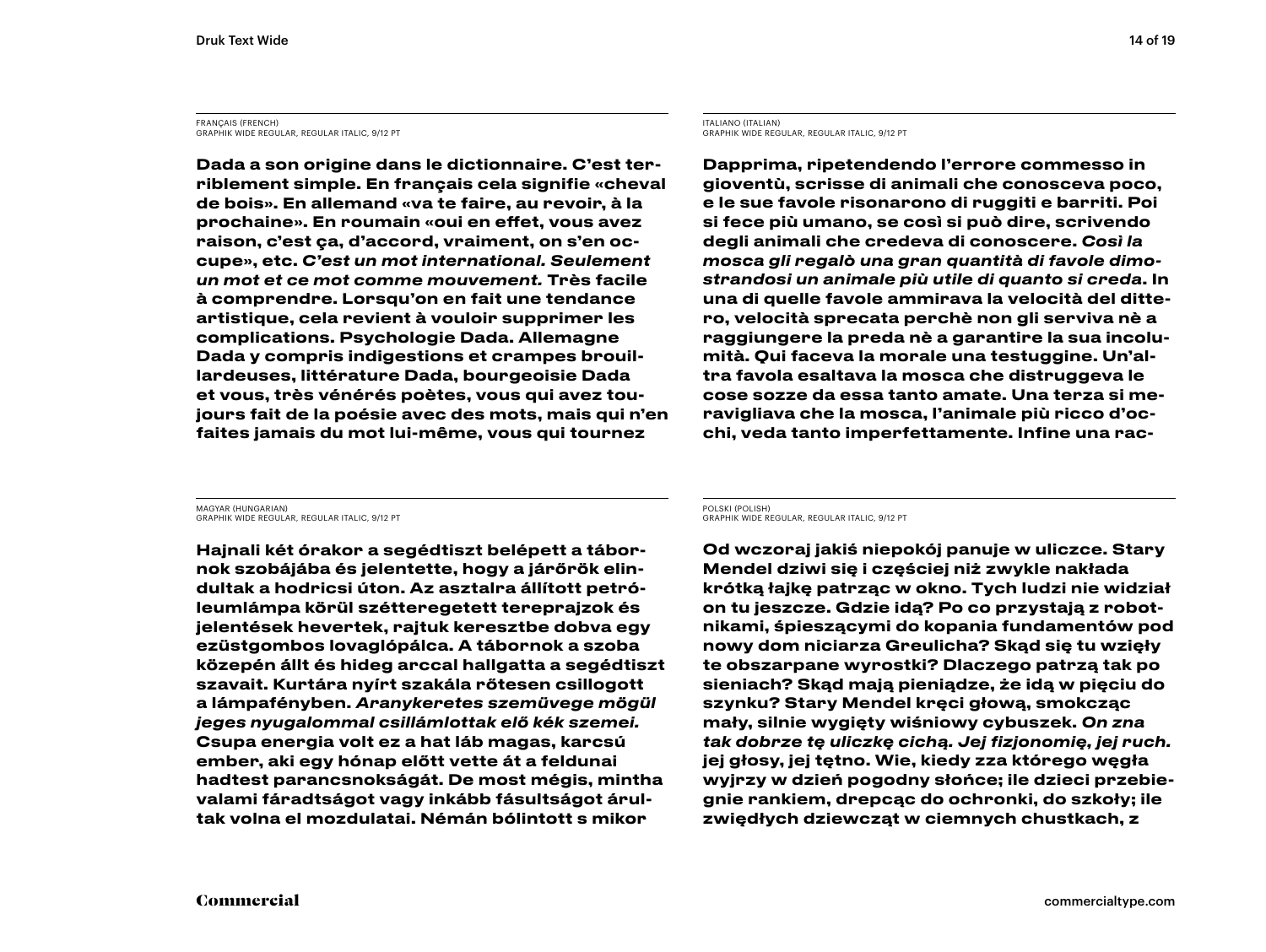FRANÇAIS (FRENCH)
GRAPHIK WIDE REGULAR, REGULAR ITALIC, 9/12 PT

Dada a son origine dans le dictionnaire. C'est terriblement simple. En français cela signifie «cheval de bois». En allemand «va te faire, au revoir, à la prochaine». En roumain «oui en effet, vous avez raison, c'est ça, d'accord, vraiment, on s'en occupe», etc. *C'est un mot international. Seulement un mot et ce mot comme mouvement.* Très facile à comprendre. Lorsqu'on en fait une tendance artistique, cela revient à vouloir supprimer les complications. Psychologie Dada. Allemagne Dada y compris indigestions et crampes brouillardeuses, littérature Dada, bourgeoisie Dada et vous, très vénérés poètes, vous qui avez toujours fait de la poésie avec des mots, mais qui n'en faites jamais du mot lui-même, vous qui tournez

ITALIANO (ITALIAN)
GRAPHIK WIDE REGULAR, REGULAR ITALIC, 9/12 PT

Dapprima, ripetendendo l'errore commesso in gioventù, scrisse di animali che conosceva poco, e le sue favole risonarono di ruggiti e barriti. Poi si fece più umano, se così si può dire, scrivendo degli animali che credeva di conoscere. *Così la mosca gli regalò una gran quantità di favole dimostrandosi un animale più utile di quanto si creda.* In una di quelle favole ammirava la velocità del dittero, velocità sprecata perchè non gli serviva nè a raggiungere la preda nè a garantire la sua incolumità. Qui faceva la morale una testuggine. Un'altra favola esaltava la mosca che distruggeva le cose sozze da essa tanto amate. Una terza si meravigliava che la mosca, l'animale più ricco d'occhi, veda tanto imperfettamente. Infine una rac-

MAGYAR (HUNGARIAN)
GRAPHIK WIDE REGULAR, REGULAR ITALIC, 9/12 PT

Hajnali két órakor a segédtiszt belépett a tábornok szobájába és jelentette, hogy a járőrök elindultak a hodricsi úton. Az asztalra állított petróleumlámpa körül szétteregetett tereprajzok és jelentések hevertek, rajtuk keresztbe dobva egy ezüstgombos lovaglópálca. A tábornok a szoba közepén állt és hideg arccal hallgatta a segédtiszt szavait. Kurtára nyírt szakála rőtesen csillogott a lámpafényben. *Aranykeretes szemüvege mögül jeges nyugalommal csillámlottak elő kék szemei.* Csupa energia volt ez a hat láb magas, karcsú ember, aki egy hónap előtt vette át a feldunai hadtest parancsnokságát. De most mégis, mintha valami fáradtságot vagy inkább fásultságot árultak volna el mozdulatai. Némán bólintott s mikor

POLSKI (POLISH)
GRAPHIK WIDE REGULAR, REGULAR ITALIC, 9/12 PT

Od wczoraj jakiś niepokój panuje w uliczce. Stary Mendel dziwi się i częściej niż zwykle nakłada krótką łajkę patrząc w okno. Tych ludzi nie widział on tu jeszcze. Gdzie idą? Po co przystają z robotnikami, śpieszącymi do kopania fundamentów pod nowy dom niciarza Greulicha? Skąd się tu wzięły te obszarpane wyrostki? Dlaczego patrzą tak po sieniach? Skąd mają pieniądze, że idą w pięciu do szynku? Stary Mendel kręci głową, smokcząc mały, silnie wygięty wiśniowy cybuszek. *On zna tak dobrze tę uliczkę cichą. Jej fizjonomię, jej ruch.* jej głosy, jej tętno. Wie, kiedy zza którego węgła wyjrzy w dzień pogodny słońce; ile dzieci przebiegnie rankiem, drepcąc do ochronki, do szkoły; ile zwiędłych dziewcząt w ciemnych chustkach, z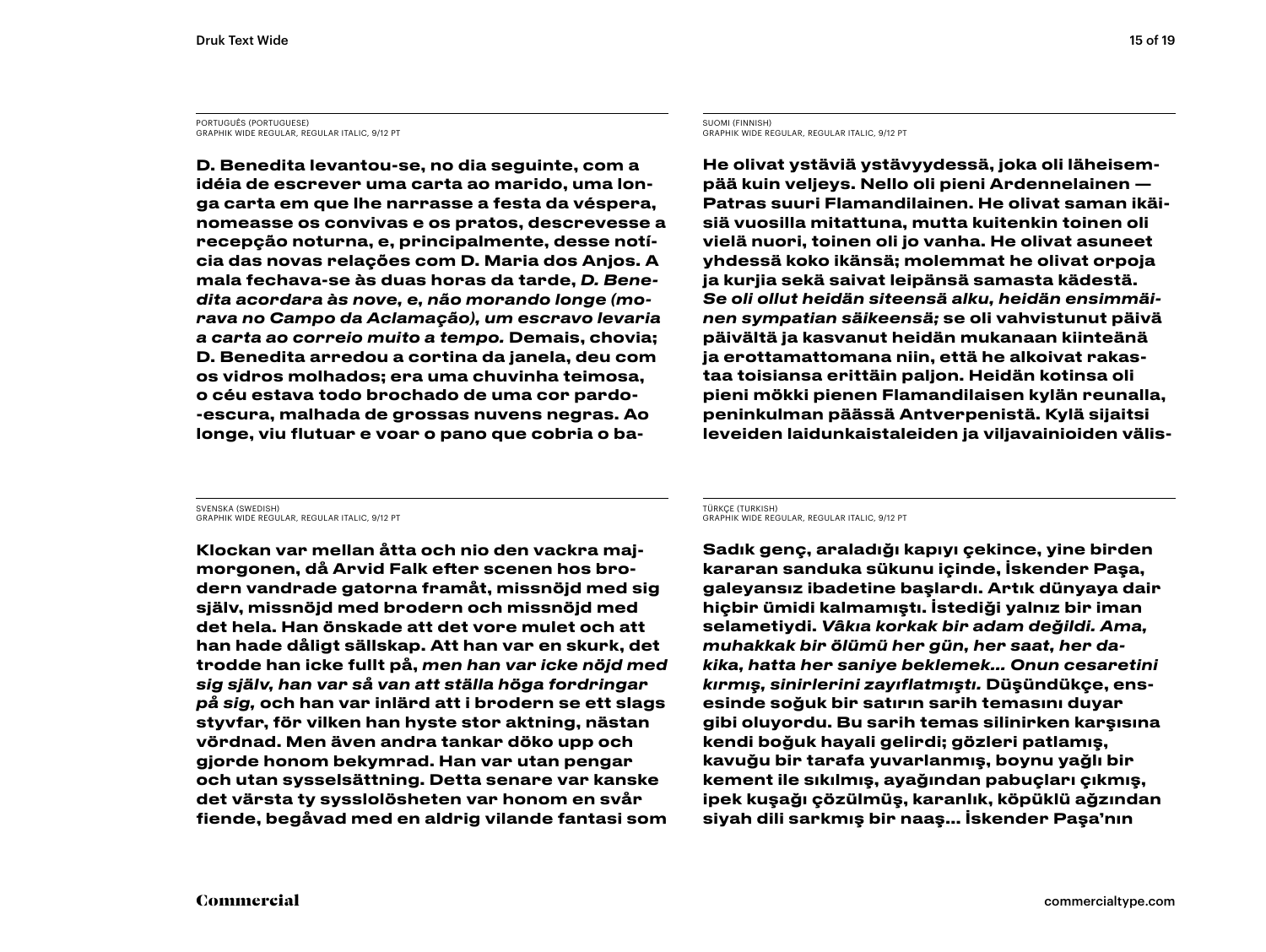PORTUGUÊS (PORTUGUESE)
GRAPHIK WIDE REGULAR, REGULAR ITALIC, 9/12 PT

D. Benedita levantou-se, no dia seguinte, com a idéia de escrever uma carta ao marido, uma longa carta em que lhe narrasse a festa da véspera, nomeasse os convivas e os pratos, descrevesse a recepção noturna, e, principalmente, desse notícia das novas relações com D. Maria dos Anjos. A mala fechava-se às duas horas da tarde, *D. Benedita acordara às nove, e, não morando longe (morava no Campo da Aclamação), um escravo levaria a carta ao correio muito a tempo.* Demais, chovia; D. Benedita arredou a cortina da janela, deu com os vidros molhados; era uma chuvinha teimosa, o céu estava todo brochado de uma cor pardo-escura, malhada de grossas nuvens negras. Ao longe, viu flutuar e voar o pano que cobria o ba-

SUOMI (FINNISH)
GRAPHIK WIDE REGULAR, REGULAR ITALIC, 9/12 PT

He olivat ystäviä ystävyydessä, joka oli läheisempää kuin veljeys. Nello oli pieni Ardennelainen — Patras suuri Flamandilainen. He olivat saman ikäisiä vuosilla mitattuna, mutta kuitenkin toinen oli vielä nuori, toinen oli jo vanha. He olivat asuneet yhdessä koko ikänsä; molemmat he olivat orpoja ja kurjia sekä saivat leipänsä samasta kädestä. *Se oli ollut heidän siteensä alku, heidän ensimmäinen sympatian säikeensä;* se oli vahvistunut päivä päivältä ja kasvanut heidän mukanaan kiinteänä ja erottamattomana niin, että he alkoivat rakastaa toisiansa erittäin paljon. Heidän kotinsa oli pieni mökki pienen Flamandilaisen kylän reunalla, peninkulman päässä Antverpenistä. Kylä sijaitsi leveiden laidunkaistaleiden ja viljavainioiden välis-

SVENSKA (SWEDISH)
GRAPHIK WIDE REGULAR, REGULAR ITALIC, 9/12 PT

Klockan var mellan åtta och nio den vackra majmorgonen, då Arvid Falk efter scenen hos brodern vandrade gatorna framåt, missnöjd med sig själv, missnöjd med brodern och missnöjd med det hela. Han önskade att det vore mulet och att han hade dåligt sällskap. Att han var en skurk, det trodde han icke fullt på, *men han var icke nöjd med sig själv, han var så van att ställa höga fordringar på sig,* och han var inlärd att i brodern se ett slags styvfar, för vilken han hyste stor aktning, nästan vördnad. Men även andra tankar döko upp och gjorde honom bekymrad. Han var utan pengar och utan sysselsättning. Detta senare var kanske det värsta ty sysslolösheten var honom en svår fiende, begåvad med en aldrig vilande fantasi som

TÜRKÇE (TURKISH)
GRAPHIK WIDE REGULAR, REGULAR ITALIC, 9/12 PT

Sadık genç, araladığı kapıyı çekince, yine birden kararan sanduka sükunu içinde, İskender Paşa, galeyansız ibadetine başlardı. Artık dünyaya dair hiçbir ümidi kalmamıştı. İstediği yalnız bir iman selametiydi. *Vâkıa korkak bir adam değildi. Ama, muhakkak bir ölümü her gün, her saat, her dakika, hatta her saniye beklemek... Onun cesaretini kırmış, sinirlerini zayıflatmıştı.* Düşündükçe, ensesinde soğuk bir satırın sarih temasını duyar gibi oluyordu. Bu sarih temas silinirken karşısına kendi boğuk hayali gelirdi; gözleri patlamış, kavuğu bir tarafa yuvarlanmış, boynu yağlı bir kement ile sıkılmış, ayağından pabuçları çıkmış, ipek kuşağı çözülmüş, karanlık, köpüklü ağzından siyah dili sarkmış bir naaş... İskender Paşa'nın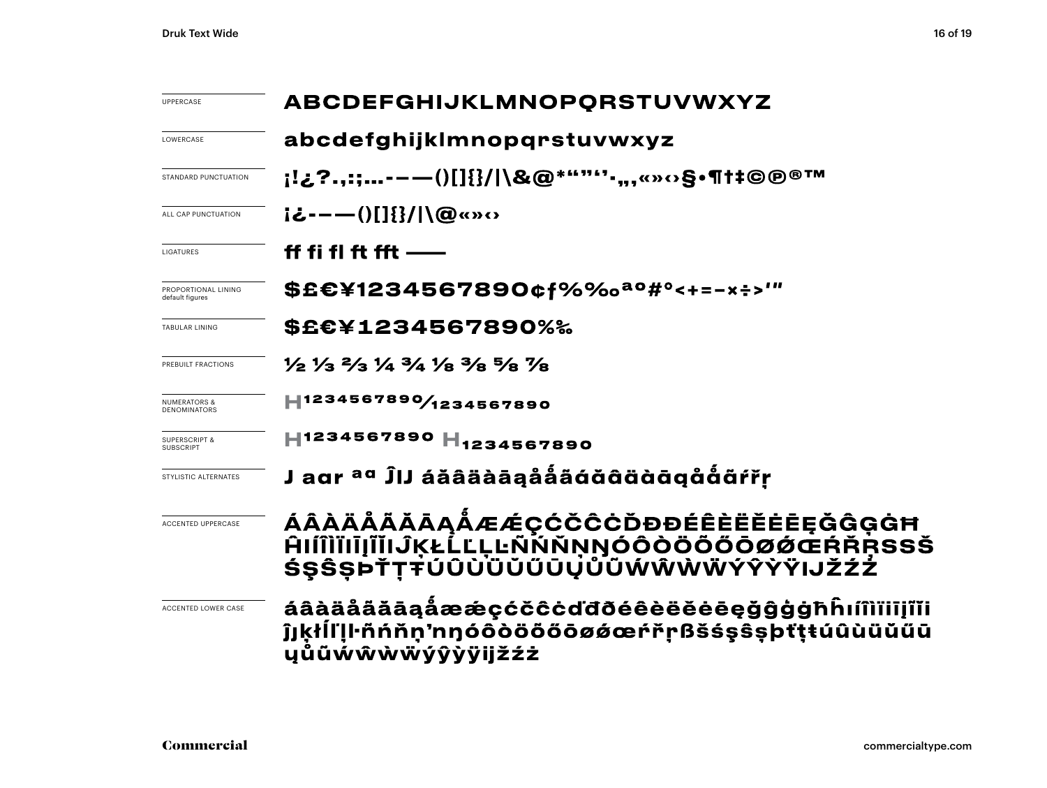| | |
|---|---|
| UPPERCASE | ABCDEFGHIJKLMNOPQRSTUVWXYZ |
| LOWERCASE | abcdefghijklmnopqrstuvwxyz |
| STANDARD PUNCTUATION | ¡!¿?.,:;...-–—()[]{}/\|\\&@*“”‘’·„‚«»‹›§•¶†‡©℗®™ |
| ALL CAP PUNCTUATION | ¡¿-–—()[]{}/\|\\@«»‹› |
| LIGATURES | ff fi fl ft fft —— |
| PROPORTIONAL LINING default figures | $£€¥1234567890¢ƒ%‰ªº#°<+=−×÷>′″ |
| TABULAR LINING | $£€¥1234567890%‰ |
| PREBUILT FRACTIONS | ½ ⅓ ⅔ ¼ ¾ ⅛ ⅜ ⅝ ⅞ |
| NUMERATORS & DENOMINATORS | H1234567890⁄1234567890 |
| SUPERSCRIPT & SUBSCRIPT | H1234567890 H1234567890 |
| STYLISTIC ALTERNATES | J aɑr ªɑ ĴIJ áăâäàāąåǻãáăâäàāąåǻãŕřŗ |
| ACCENTED UPPERCASE | ÁÂÀÄÅÃĂĀĄǺÆǼÇĆČĈĊĎĐÐÉÊÈËĚĖĒĘĞĜĢĠĦĤIÍÎÌÏĪĮĨĬIĴĶŁĹĽĻĿÑŃŇŅŊÓÔÒÖÕŐŌØǾŒŔŘŖSSŠŚŞŜȘÞŤŢŦÚÛÙÜŬŰŪŲŮŨẂŴẀẄÝŶỲŸIJŽŹŻ |
| ACCENTED LOWER CASE | áâàäåãăāąǻæǽçćčĉċďđðéêèëěėēęğĝġģħĥıíîìïīįĩĭĵķłĺľļŀñńňņ’nŋóôòöõőōøǿœŕřŗßšśşŝșþťţŧúûùüŭűūųůũẃŵẁẅýŷỳÿijžźż |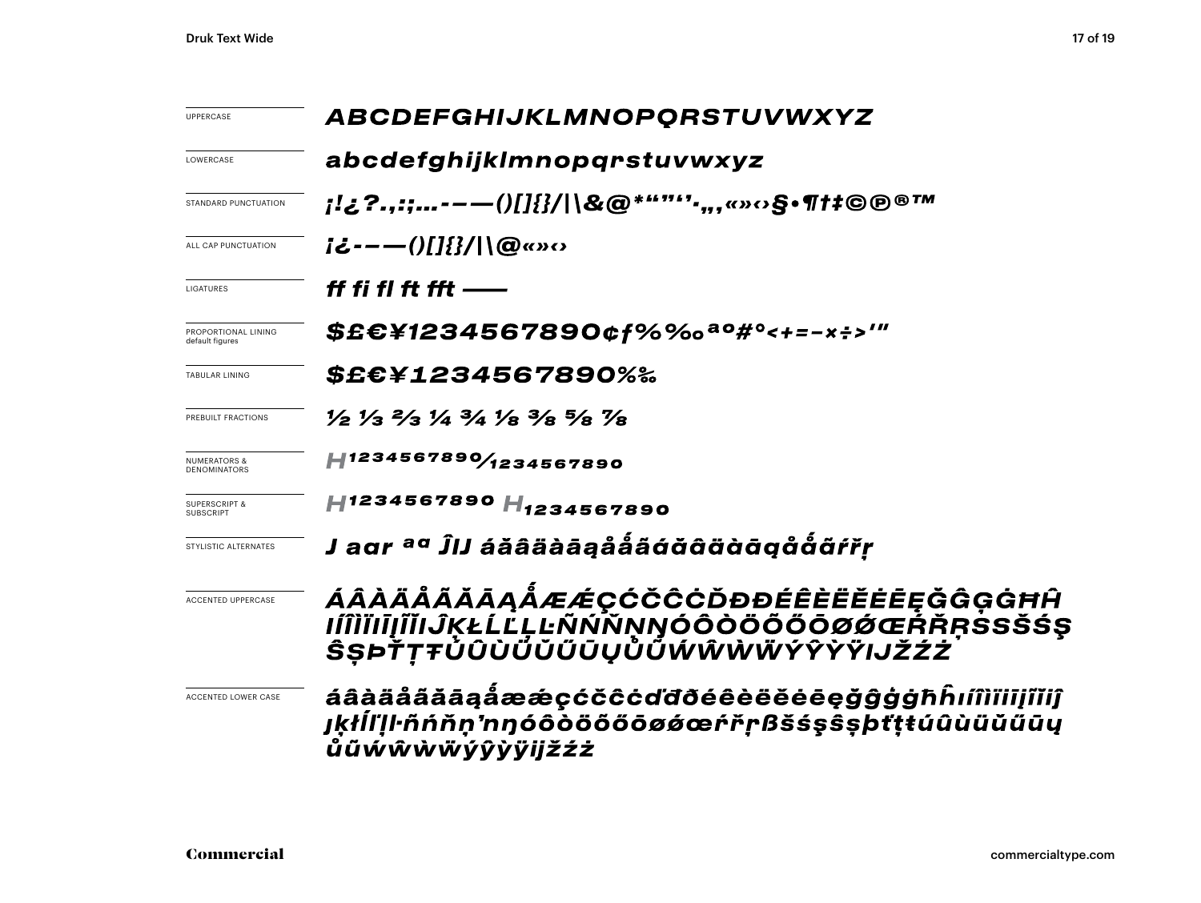| | |
|---|---|
| UPPERCASE | *ABCDEFGHIJKLMNOPQRSTUVWXYZ* |
| LOWERCASE | *abcdefghijklmnopqrstuvwxyz* |
| STANDARD PUNCTUATION | *¡!¿?.,:;…-–—()[]{}/\|\&@*“”‘’·„‚«»‹›§•¶†‡©℗®™* |
| ALL CAP PUNCTUATION | *¡¿-–—()[]{}/\|\@«»‹›* |
| LIGATURES | *ff fi fl ft fft ——* |
| PROPORTIONAL LINING default figures | *$£€¥1234567890¢ƒ%‰ªº#°<+=−×÷>'"* |
| TABULAR LINING | *$£€¥1234567890%‰* |
| PREBUILT FRACTIONS | *½ ⅓ ⅔ ¼ ¾ ⅛ ⅜ ⅝ ⅞* |
| NUMERATORS & DENOMINATORS | *H¹²³⁴⁵⁶⁷⁸⁹⁰⁄₁₂₃₄₅₆₇₈₉₀* |
| SUPERSCRIPT & SUBSCRIPT | *H¹²³⁴⁵⁶⁷⁸⁹⁰ H₁₂₃₄₅₆₇₈₉₀* |
| STYLISTIC ALTERNATES | *J aɑr ªɑ ĴIJ áăâäàāąåǻãáăâäàāąåǻãŕřŗ* |
| ACCENTED UPPERCASE | *ÁÂÀÄÅÃĂĀĄǺÆǼÇĆČĈĊĎĐÐÉÊÈËĚĖĒĘĞĜĢĠĦĤIÍÎÌÏĪĮĨĬIJĴĶŁĹĽĻĿÑŃŇŅŊÓÔÒÖÕŐŌØǾŒŔŘŖSSŠŚŞŜȘÞŤŢŦÚÛÙÜŬŰŪŲŮŨẂŴẀẄÝŶỲŸIJŽŹŻ* |
| ACCENTED LOWER CASE | *áâàäåãăāąǻæǽçćčĉċďđðéêèëěėēęğĝģġħĥıíîìïīįĩĭĵȷķłĺľļŀñńňņʼnŋóôòöõőōøǿœŕřŗßšśşŝșþťţŧúûùüŭűūųůũẃŵẁẅýŷỳÿijžźż* |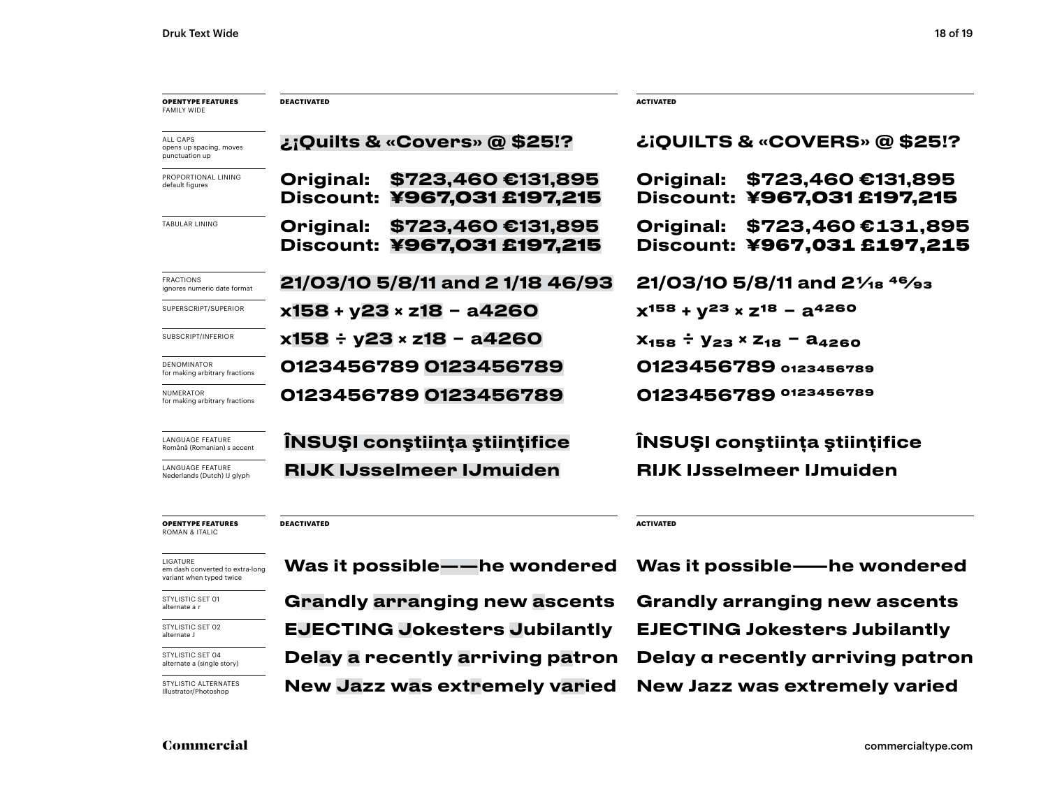| OPENTYPE FEATURES FAMILY WIDE | DEACTIVATED | ACTIVATED |
|---|---|---|
| ALL CAPS opens up spacing, moves punctuation up | ¿¡Quilts & «Covers» @ $25!? | ¿¡QUILTS & «COVERS» @ $25!? |
| PROPORTIONAL LINING default figures | Original: $723,460 €131,895 Discount: ¥967,031 £197,215 | Original: $723,460 €131,895 Discount: ¥967,031 £197,215 |
| TABULAR LINING | Original: $723,460 €131,895 Discount: ¥967,031 £197,215 | Original: $723,460 €131,895 Discount: ¥967,031 £197,215 |
| FRACTIONS ignores numeric date format | 21/03/10 5/8/11 and 2 1/18 46/93 | 21/03/10 5/8/11 and 2 1⁄18 46⁄93 |
| SUPERSCRIPT/SUPERIOR | x158 + y23 × z18 − a4260 | $x^{158} + y^{23} \times z^{18} - a^{4260}$ |
| SUBSCRIPT/INFERIOR | x158 ÷ y23 × z18 − a4260 | $x_{158} \div y_{23} \times z_{18} - a_{4260}$ |
| DENOMINATOR for making arbitrary fractions | 0123456789 0123456789 | 0123456789 $_{0123456789}$ |
| NUMERATOR for making arbitrary fractions | 0123456789 0123456789 | 0123456789 $^{0123456789}$ |
| LANGUAGE FEATURE Română (Romanian) s accent | ÎNSUŞI conştiința ştiințifice | ÎNSUŞI conştiința ştiințifice |
| LANGUAGE FEATURE Nederlands (Dutch) IJ glyph | RIJK IJsselmeer IJmuiden | RIJK IJsselmeer IJmuiden |

| OPENTYPE FEATURES ROMAN & ITALIC | DEACTIVATED | ACTIVATED |
|---|---|---|
| LIGATURE em dash converted to extra-long variant when typed twice | Was it possible——he wondered | Was it possible——he wondered |
| STYLISTIC SET 01 alternate a r | Grandly arranging new ascents | Grandly arranging new ascents |
| STYLISTIC SET 02 alternate J | EJECTING Jokesters Jubilantly | EJECTING Jokesters Jubilantly |
| STYLISTIC SET 04 alternate a (single story) | Delay a recently arriving patron | Delay a recently arriving patron |
| STYLISTIC ALTERNATES Illustrator/Photoshop | New Jazz was extremely varied | New Jazz was extremely varied |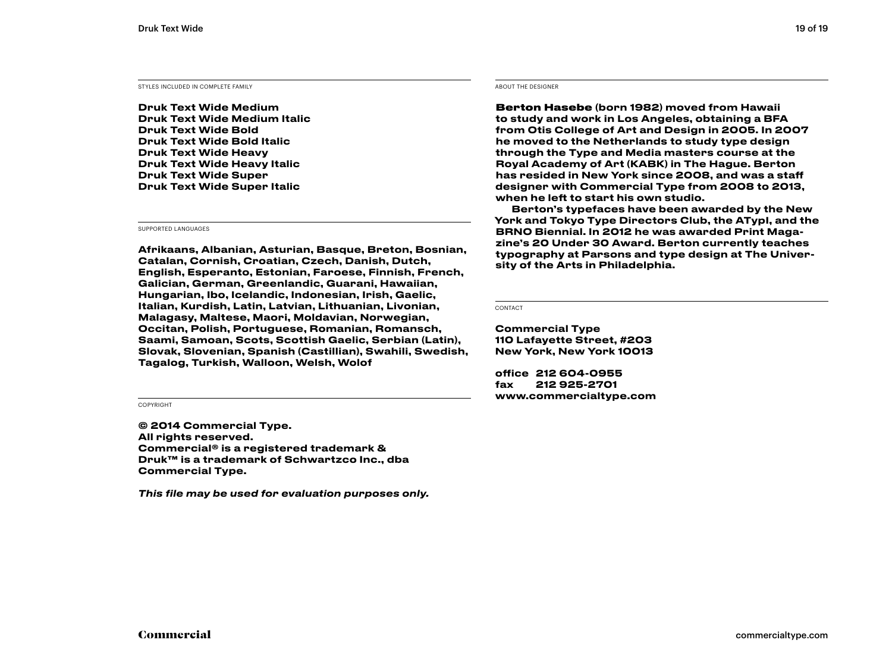STYLES INCLUDED IN COMPLETE FAMILY

**Druk Text Wide Medium**
**Druk Text Wide Medium Italic**
**Druk Text Wide Bold**
**Druk Text Wide Bold Italic**
**Druk Text Wide Heavy**
**Druk Text Wide Heavy Italic**
**Druk Text Wide Super**
**Druk Text Wide Super Italic**

SUPPORTED LANGUAGES

**Afrikaans, Albanian, Asturian, Basque, Breton, Bosnian, Catalan, Cornish, Croatian, Czech, Danish, Dutch, English, Esperanto, Estonian, Faroese, Finnish, French, Galician, German, Greenlandic, Guarani, Hawaiian, Hungarian, Ibo, Icelandic, Indonesian, Irish, Gaelic, Italian, Kurdish, Latin, Latvian, Lithuanian, Livonian, Malagasy, Maltese, Maori, Moldavian, Norwegian, Occitan, Polish, Portuguese, Romanian, Romansch, Saami, Samoan, Scots, Scottish Gaelic, Serbian (Latin), Slovak, Slovenian, Spanish (Castillian), Swahili, Swedish, Tagalog, Turkish, Walloon, Welsh, Wolof**

COPYRIGHT

**© 2014 Commercial Type.**
**All rights reserved.**
**Commercial® is a registered trademark & Druk™ is a trademark of Schwartzco Inc., dba Commercial Type.**

***This file may be used for evaluation purposes only.***

ABOUT THE DESIGNER

**Berton Hasebe (born 1982) moved from Hawaii to study and work in Los Angeles, obtaining a BFA from Otis College of Art and Design in 2005. In 2007 he moved to the Netherlands to study type design through the Type and Media masters course at the Royal Academy of Art (KABK) in The Hague. Berton has resided in New York since 2008, and was a staff designer with Commercial Type from 2008 to 2013, when he left to start his own studio.**

**Berton's typefaces have been awarded by the New York and Tokyo Type Directors Club, the ATypI, and the BRNO Biennial. In 2012 he was awarded Print Magazine's 20 Under 30 Award. Berton currently teaches typography at Parsons and type design at The University of the Arts in Philadelphia.**

CONTACT

**Commercial Type**
**110 Lafayette Street, #203**
**New York, New York 10013**

**office 212 604-0955**
**fax 212 925-2701**
**www.commercialtype.com**